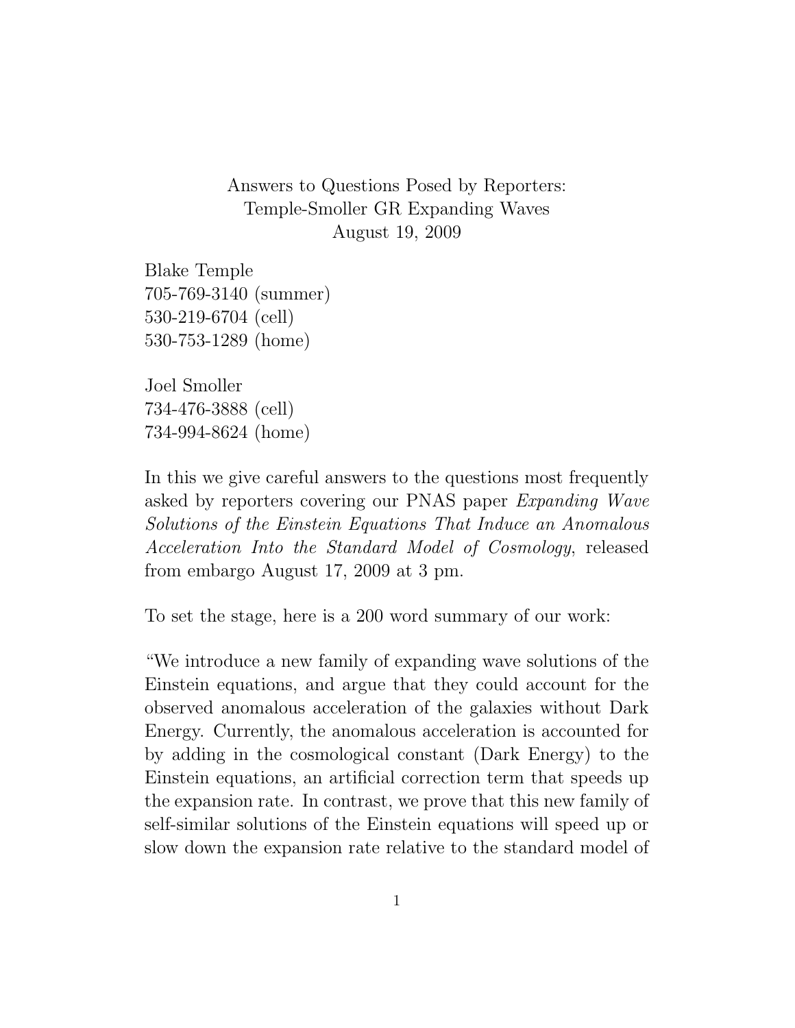# Answers to Questions Posed by Reporters:
# Temple-Smoller GR Expanding Waves
# August 19, 2009

Blake Temple
705-769-3140 (summer)
530-219-6704 (cell)
530-753-1289 (home)

Joel Smoller
734-476-3888 (cell)
734-994-8624 (home)

In this we give careful answers to the questions most frequently asked by reporters covering our PNAS paper *Expanding Wave Solutions of the Einstein Equations That Induce an Anomalous Acceleration Into the Standard Model of Cosmology*, released from embargo August 17, 2009 at 3 pm.

To set the stage, here is a 200 word summary of our work:

"We introduce a new family of expanding wave solutions of the Einstein equations, and argue that they could account for the observed anomalous acceleration of the galaxies without Dark Energy. Currently, the anomalous acceleration is accounted for by adding in the cosmological constant (Dark Energy) to the Einstein equations, an artificial correction term that speeds up the expansion rate. In contrast, we prove that this new family of self-similar solutions of the Einstein equations will speed up or slow down the expansion rate relative to the standard model of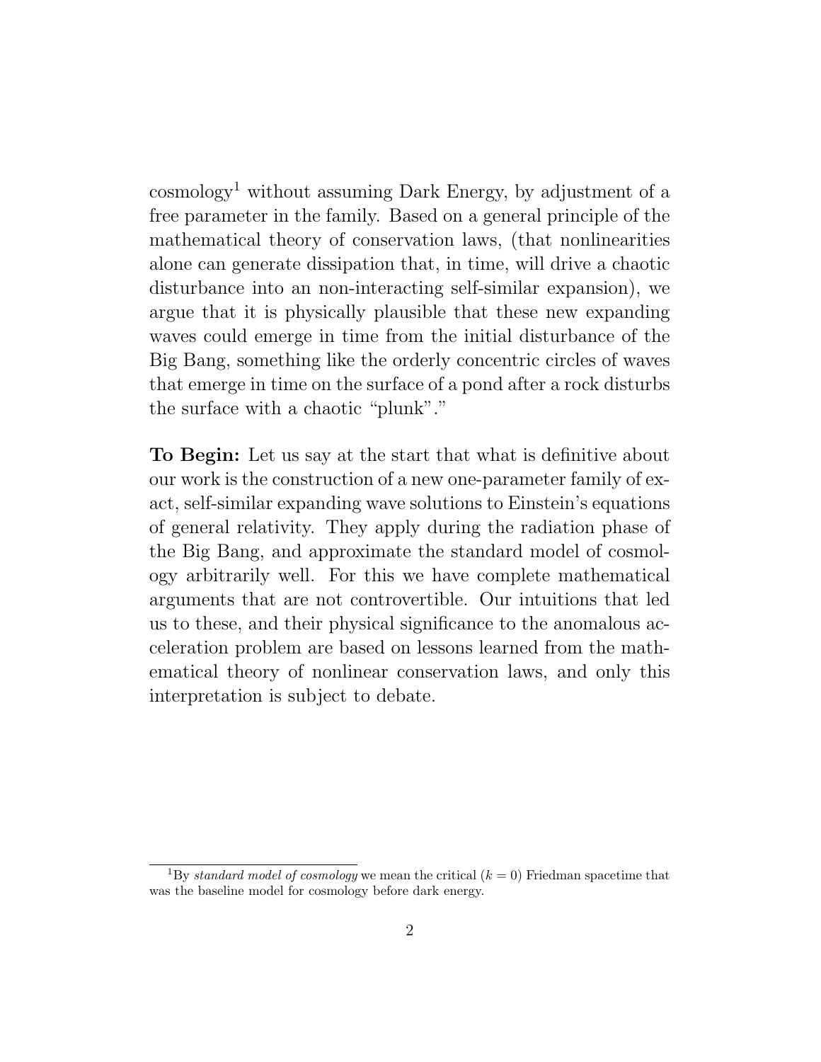cosmology[1] without assuming Dark Energy, by adjustment of a free parameter in the family. Based on a general principle of the mathematical theory of conservation laws, (that nonlinearities alone can generate dissipation that, in time, will drive a chaotic disturbance into an non-interacting self-similar expansion), we argue that it is physically plausible that these new expanding waves could emerge in time from the initial disturbance of the Big Bang, something like the orderly concentric circles of waves that emerge in time on the surface of a pond after a rock disturbs the surface with a chaotic "plunk"."

**To Begin:** Let us say at the start that what is definitive about our work is the construction of a new one-parameter family of exact, self-similar expanding wave solutions to Einstein's equations of general relativity. They apply during the radiation phase of the Big Bang, and approximate the standard model of cosmology arbitrarily well. For this we have complete mathematical arguments that are not controvertible. Our intuitions that led us to these, and their physical significance to the anomalous acceleration problem are based on lessons learned from the mathematical theory of nonlinear conservation laws, and only this interpretation is subject to debate.

[1] By *standard model of cosmology* we mean the critical ($k = 0$) Friedman spacetime that was the baseline model for cosmology before dark energy.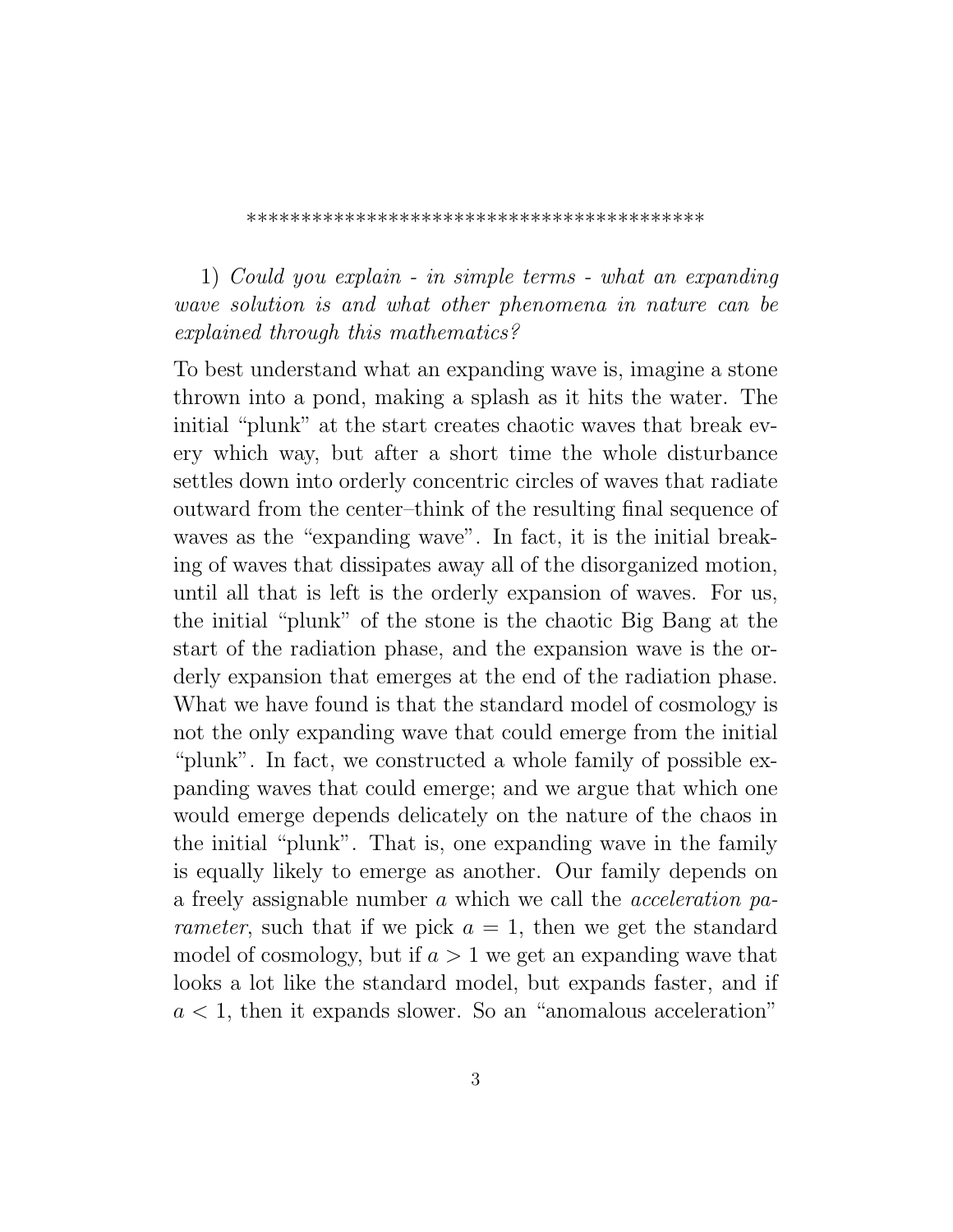\*\*\*\*\*\*\*\*\*\*\*\*\*\*\*\*\*\*\*\*\*\*\*\*\*\*\*\*\*\*\*\*\*\*\*\*\*\*\*\*

1) *Could you explain - in simple terms - what an expanding wave solution is and what other phenomena in nature can be explained through this mathematics?*

To best understand what an expanding wave is, imagine a stone thrown into a pond, making a splash as it hits the water. The initial "plunk" at the start creates chaotic waves that break every which way, but after a short time the whole disturbance settles down into orderly concentric circles of waves that radiate outward from the center–think of the resulting final sequence of waves as the "expanding wave". In fact, it is the initial breaking of waves that dissipates away all of the disorganized motion, until all that is left is the orderly expansion of waves. For us, the initial "plunk" of the stone is the chaotic Big Bang at the start of the radiation phase, and the expansion wave is the orderly expansion that emerges at the end of the radiation phase. What we have found is that the standard model of cosmology is not the only expanding wave that could emerge from the initial "plunk". In fact, we constructed a whole family of possible expanding waves that could emerge; and we argue that which one would emerge depends delicately on the nature of the chaos in the initial "plunk". That is, one expanding wave in the family is equally likely to emerge as another. Our family depends on a freely assignable number $a$ which we call the *acceleration parameter*, such that if we pick $a = 1$, then we get the standard model of cosmology, but if $a > 1$ we get an expanding wave that looks a lot like the standard model, but expands faster, and if $a < 1$, then it expands slower. So an "anomalous acceleration"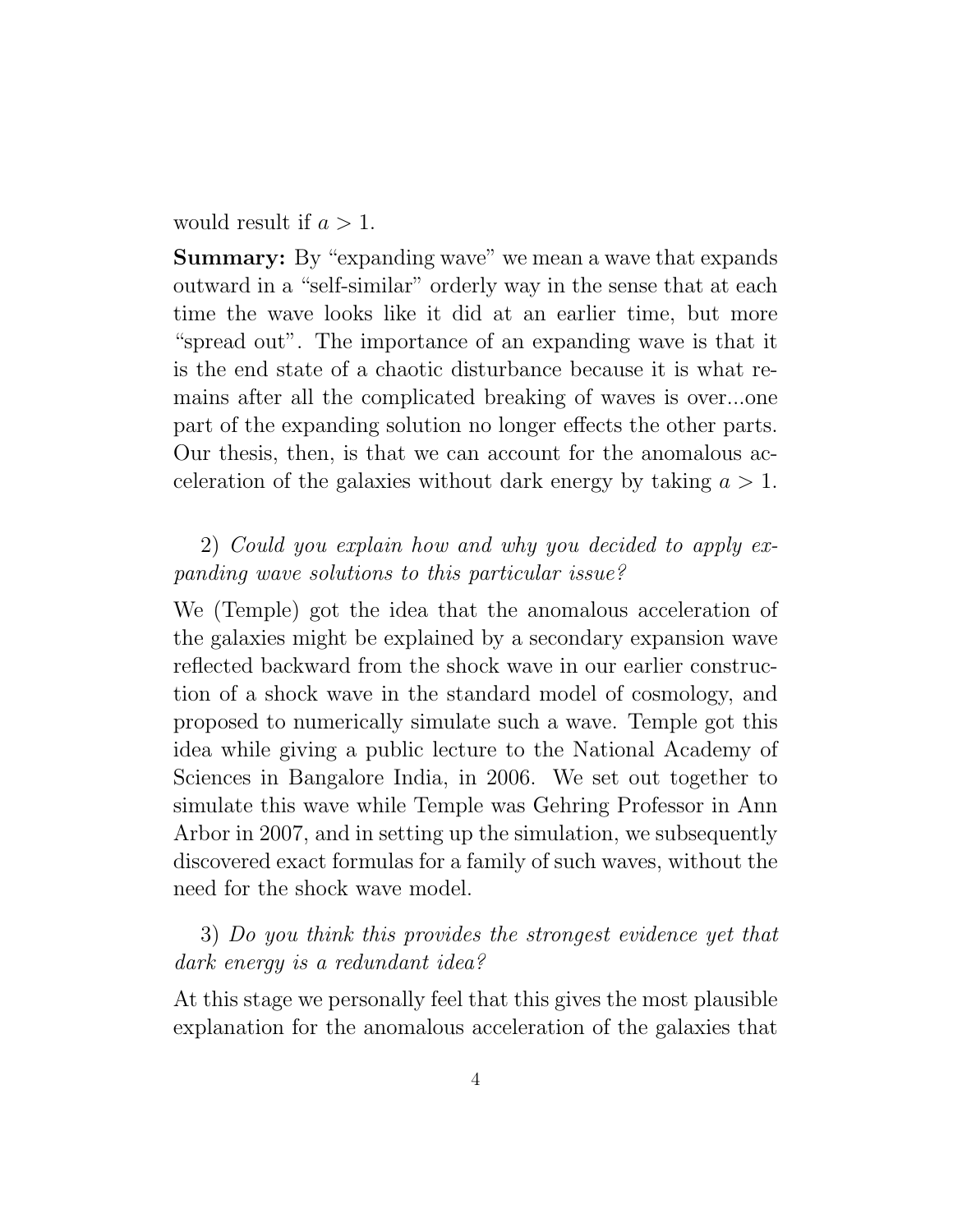would result if $a > 1$.

**Summary:** By "expanding wave" we mean a wave that expands outward in a "self-similar" orderly way in the sense that at each time the wave looks like it did at an earlier time, but more "spread out". The importance of an expanding wave is that it is the end state of a chaotic disturbance because it is what remains after all the complicated breaking of waves is over...one part of the expanding solution no longer effects the other parts. Our thesis, then, is that we can account for the anomalous acceleration of the galaxies without dark energy by taking $a > 1$.

2) *Could you explain how and why you decided to apply expanding wave solutions to this particular issue?*

We (Temple) got the idea that the anomalous acceleration of the galaxies might be explained by a secondary expansion wave reflected backward from the shock wave in our earlier construction of a shock wave in the standard model of cosmology, and proposed to numerically simulate such a wave. Temple got this idea while giving a public lecture to the National Academy of Sciences in Bangalore India, in 2006. We set out together to simulate this wave while Temple was Gehring Professor in Ann Arbor in 2007, and in setting up the simulation, we subsequently discovered exact formulas for a family of such waves, without the need for the shock wave model.

3) *Do you think this provides the strongest evidence yet that dark energy is a redundant idea?*

At this stage we personally feel that this gives the most plausible explanation for the anomalous acceleration of the galaxies that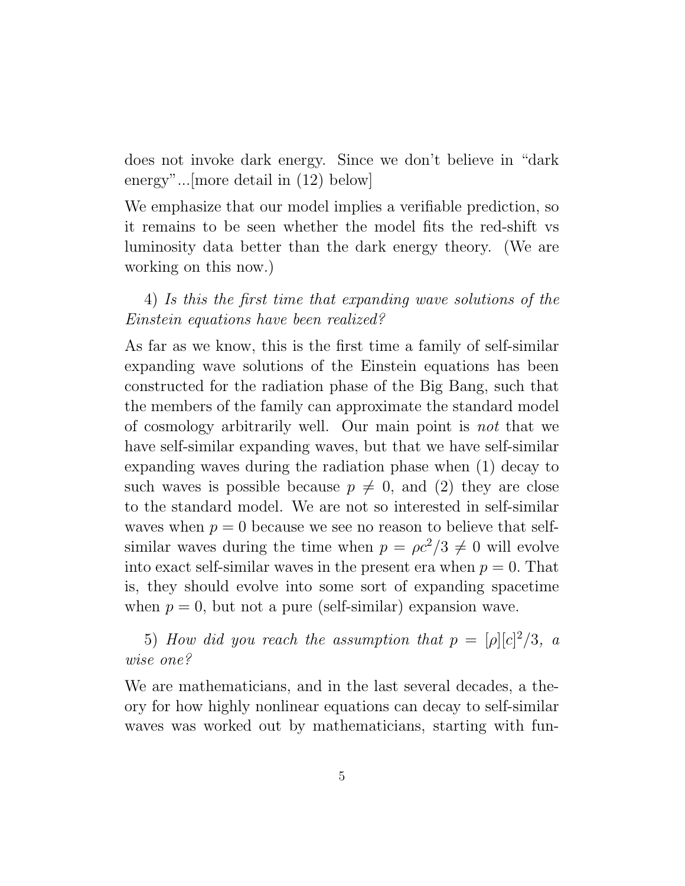does not invoke dark energy. Since we don't believe in "dark energy"...[more detail in (12) below]

We emphasize that our model implies a verifiable prediction, so it remains to be seen whether the model fits the red-shift vs luminosity data better than the dark energy theory. (We are working on this now.)

4) *Is this the first time that expanding wave solutions of the Einstein equations have been realized?*

As far as we know, this is the first time a family of self-similar expanding wave solutions of the Einstein equations has been constructed for the radiation phase of the Big Bang, such that the members of the family can approximate the standard model of cosmology arbitrarily well. Our main point is *not* that we have self-similar expanding waves, but that we have self-similar expanding waves during the radiation phase when (1) decay to such waves is possible because $p \neq 0$, and (2) they are close to the standard model. We are not so interested in self-similar waves when $p = 0$ because we see no reason to believe that self-similar waves during the time when $p = \rho c^2/3 \neq 0$ will evolve into exact self-similar waves in the present era when $p = 0$. That is, they should evolve into some sort of expanding spacetime when $p = 0$, but not a pure (self-similar) expansion wave.

5) *How did you reach the assumption that* $p = [\rho][c]^2/3$*, a wise one?*

We are mathematicians, and in the last several decades, a theory for how highly nonlinear equations can decay to self-similar waves was worked out by mathematicians, starting with fun-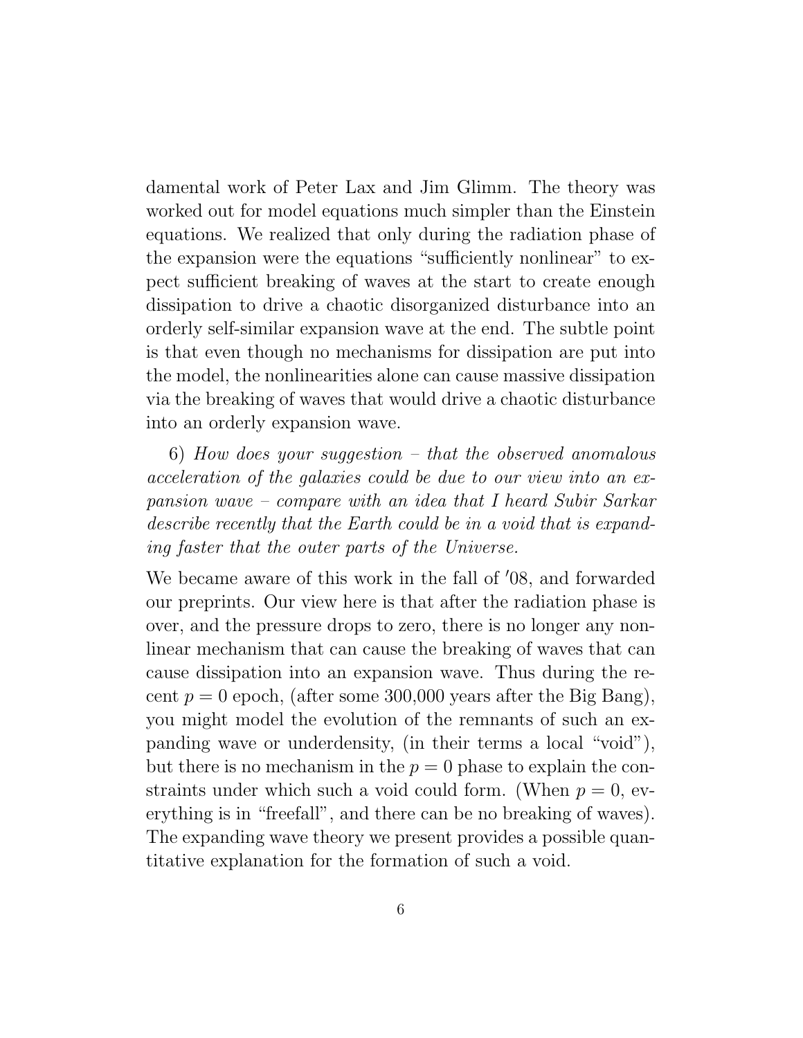damental work of Peter Lax and Jim Glimm. The theory was worked out for model equations much simpler than the Einstein equations. We realized that only during the radiation phase of the expansion were the equations "sufficiently nonlinear" to expect sufficient breaking of waves at the start to create enough dissipation to drive a chaotic disorganized disturbance into an orderly self-similar expansion wave at the end. The subtle point is that even though no mechanisms for dissipation are put into the model, the nonlinearities alone can cause massive dissipation via the breaking of waves that would drive a chaotic disturbance into an orderly expansion wave.

6) *How does your suggestion – that the observed anomalous acceleration of the galaxies could be due to our view into an expansion wave – compare with an idea that I heard Subir Sarkar describe recently that the Earth could be in a void that is expanding faster that the outer parts of the Universe.*

We became aware of this work in the fall of ′08, and forwarded our preprints. Our view here is that after the radiation phase is over, and the pressure drops to zero, there is no longer any nonlinear mechanism that can cause the breaking of waves that can cause dissipation into an expansion wave. Thus during the recent $p = 0$ epoch, (after some 300,000 years after the Big Bang), you might model the evolution of the remnants of such an expanding wave or underdensity, (in their terms a local "void"), but there is no mechanism in the $p = 0$ phase to explain the constraints under which such a void could form. (When $p = 0$, everything is in "freefall", and there can be no breaking of waves). The expanding wave theory we present provides a possible quantitative explanation for the formation of such a void.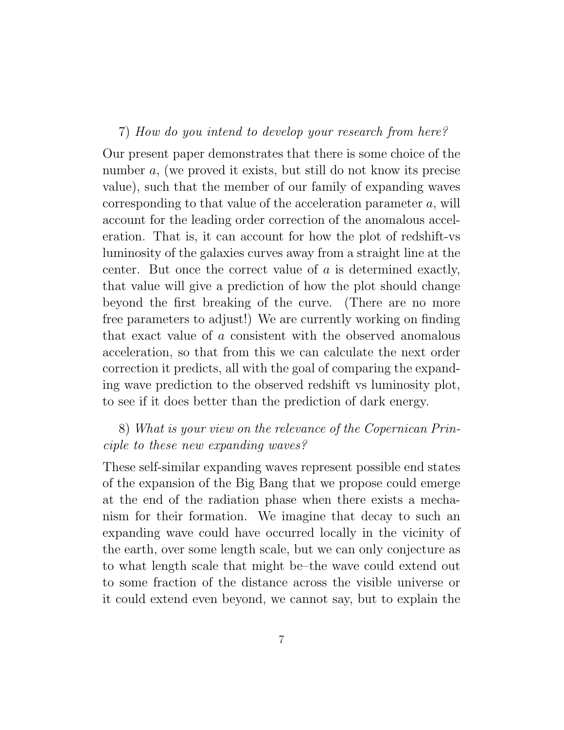7) *How do you intend to develop your research from here?*

Our present paper demonstrates that there is some choice of the number $a$, (we proved it exists, but still do not know its precise value), such that the member of our family of expanding waves corresponding to that value of the acceleration parameter $a$, will account for the leading order correction of the anomalous acceleration. That is, it can account for how the plot of redshift-vs luminosity of the galaxies curves away from a straight line at the center. But once the correct value of $a$ is determined exactly, that value will give a prediction of how the plot should change beyond the first breaking of the curve. (There are no more free parameters to adjust!) We are currently working on finding that exact value of $a$ consistent with the observed anomalous acceleration, so that from this we can calculate the next order correction it predicts, all with the goal of comparing the expanding wave prediction to the observed redshift vs luminosity plot, to see if it does better than the prediction of dark energy.

8) *What is your view on the relevance of the Copernican Principle to these new expanding waves?*

These self-similar expanding waves represent possible end states of the expansion of the Big Bang that we propose could emerge at the end of the radiation phase when there exists a mechanism for their formation. We imagine that decay to such an expanding wave could have occurred locally in the vicinity of the earth, over some length scale, but we can only conjecture as to what length scale that might be–the wave could extend out to some fraction of the distance across the visible universe or it could extend even beyond, we cannot say, but to explain the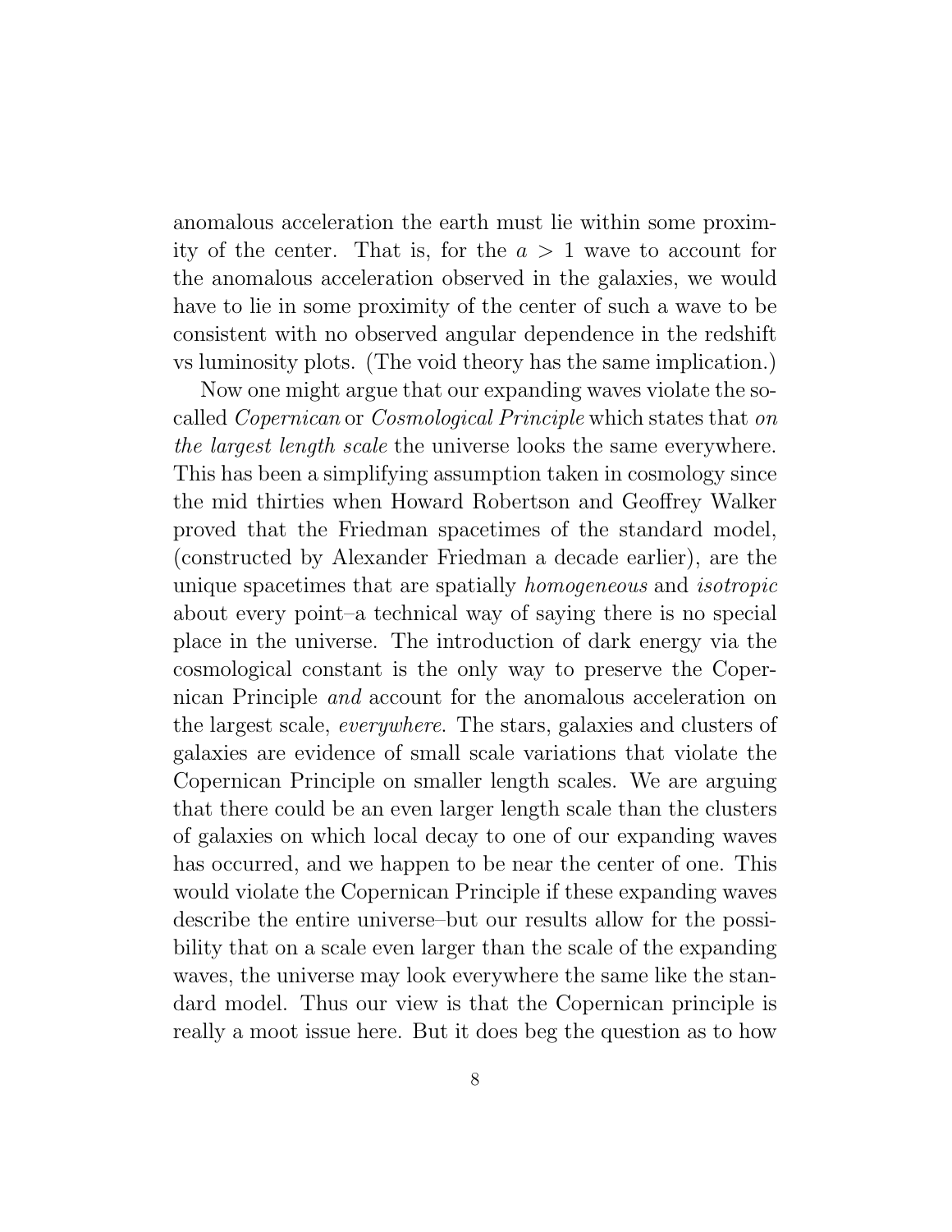anomalous acceleration the earth must lie within some proximity of the center. That is, for the $a > 1$ wave to account for the anomalous acceleration observed in the galaxies, we would have to lie in some proximity of the center of such a wave to be consistent with no observed angular dependence in the redshift vs luminosity plots. (The void theory has the same implication.)

Now one might argue that our expanding waves violate the so-called *Copernican* or *Cosmological Principle* which states that *on the largest length scale* the universe looks the same everywhere. This has been a simplifying assumption taken in cosmology since the mid thirties when Howard Robertson and Geoffrey Walker proved that the Friedman spacetimes of the standard model, (constructed by Alexander Friedman a decade earlier), are the unique spacetimes that are spatially *homogeneous* and *isotropic* about every point–a technical way of saying there is no special place in the universe. The introduction of dark energy via the cosmological constant is the only way to preserve the Copernican Principle *and* account for the anomalous acceleration on the largest scale, *everywhere*. The stars, galaxies and clusters of galaxies are evidence of small scale variations that violate the Copernican Principle on smaller length scales. We are arguing that there could be an even larger length scale than the clusters of galaxies on which local decay to one of our expanding waves has occurred, and we happen to be near the center of one. This would violate the Copernican Principle if these expanding waves describe the entire universe–but our results allow for the possibility that on a scale even larger than the scale of the expanding waves, the universe may look everywhere the same like the standard model. Thus our view is that the Copernican principle is really a moot issue here. But it does beg the question as to how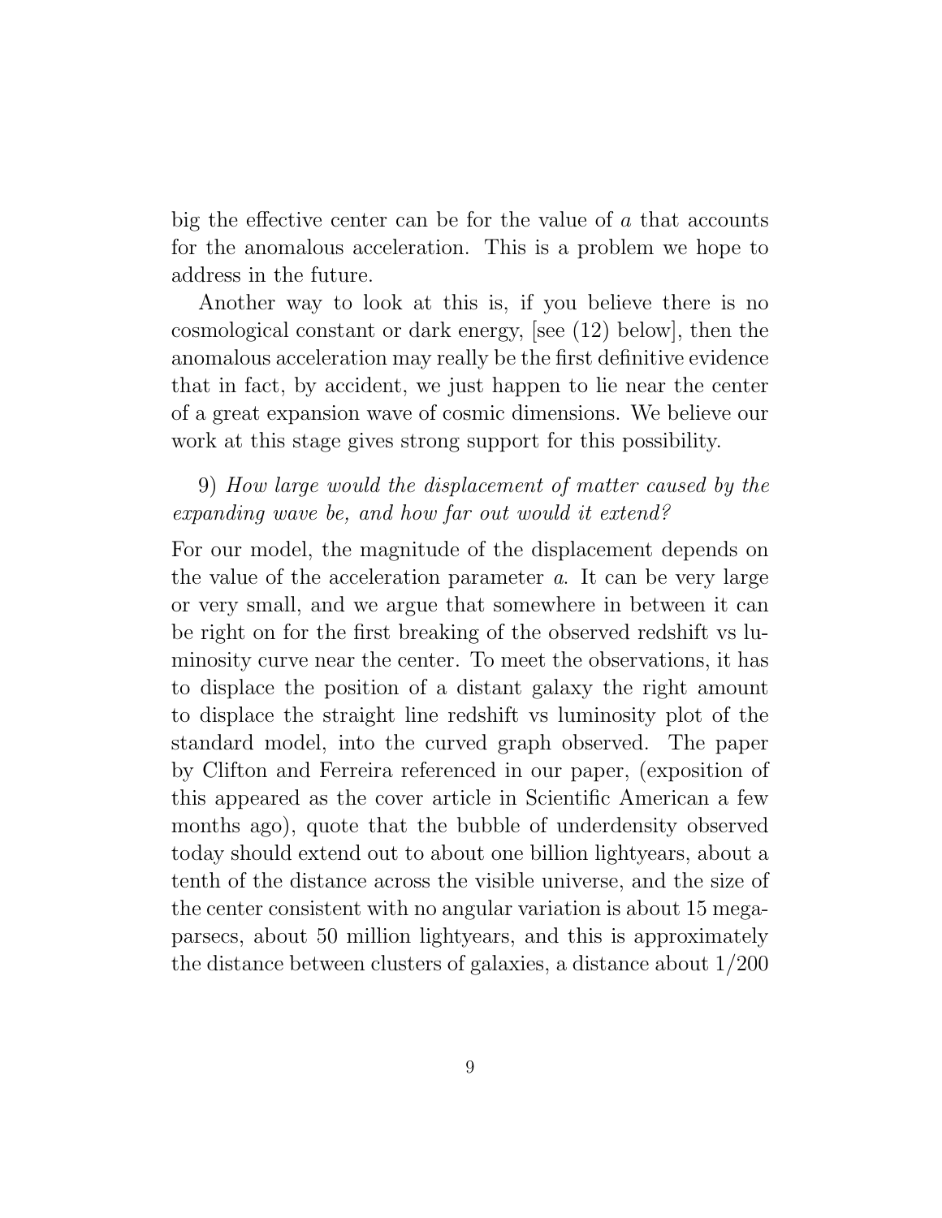big the effective center can be for the value of $a$ that accounts for the anomalous acceleration. This is a problem we hope to address in the future.

Another way to look at this is, if you believe there is no cosmological constant or dark energy, [see (12) below], then the anomalous acceleration may really be the first definitive evidence that in fact, by accident, we just happen to lie near the center of a great expansion wave of cosmic dimensions. We believe our work at this stage gives strong support for this possibility.

9) *How large would the displacement of matter caused by the expanding wave be, and how far out would it extend?*

For our model, the magnitude of the displacement depends on the value of the acceleration parameter $a$. It can be very large or very small, and we argue that somewhere in between it can be right on for the first breaking of the observed redshift vs luminosity curve near the center. To meet the observations, it has to displace the position of a distant galaxy the right amount to displace the straight line redshift vs luminosity plot of the standard model, into the curved graph observed. The paper by Clifton and Ferreira referenced in our paper, (exposition of this appeared as the cover article in Scientific American a few months ago), quote that the bubble of underdensity observed today should extend out to about one billion lightyears, about a tenth of the distance across the visible universe, and the size of the center consistent with no angular variation is about 15 megaparsecs, about 50 million lightyears, and this is approximately the distance between clusters of galaxies, a distance about 1/200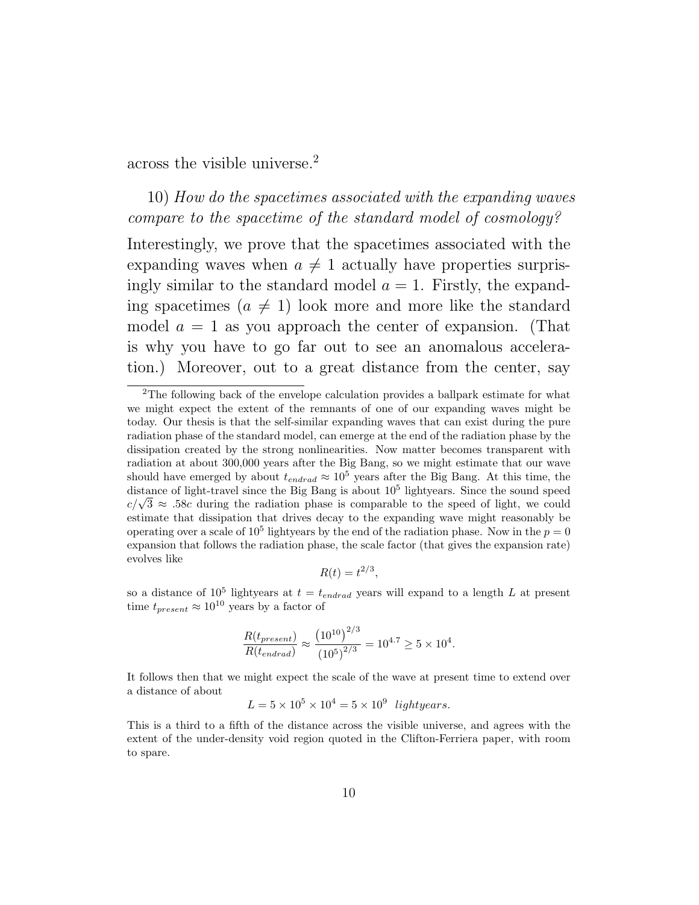across the visible universe.[2]

10) *How do the spacetimes associated with the expanding waves compare to the spacetime of the standard model of cosmology?*

Interestingly, we prove that the spacetimes associated with the expanding waves when $a \neq 1$ actually have properties surprisingly similar to the standard model $a = 1$. Firstly, the expanding spacetimes ($a \neq 1$) look more and more like the standard model $a = 1$ as you approach the center of expansion. (That is why you have to go far out to see an anomalous acceleration.) Moreover, out to a great distance from the center, say

---

[2]The following back of the envelope calculation provides a ballpark estimate for what we might expect the extent of the remnants of one of our expanding waves might be today. Our thesis is that the self-similar expanding waves that can exist during the pure radiation phase of the standard model, can emerge at the end of the radiation phase by the dissipation created by the strong nonlinearities. Now matter becomes transparent with radiation at about 300,000 years after the Big Bang, so we might estimate that our wave should have emerged by about $t_{endrad} \approx 10^5$ years after the Big Bang. At this time, the distance of light-travel since the Big Bang is about $10^5$ lightyears. Since the sound speed $c/\sqrt{3} \approx .58c$ during the radiation phase is comparable to the speed of light, we could estimate that dissipation that drives decay to the expanding wave might reasonably be operating over a scale of $10^5$ lightyears by the end of the radiation phase. Now in the $p = 0$ expansion that follows the radiation phase, the scale factor (that gives the expansion rate) evolves like

$$R(t) = t^{2/3},$$

so a distance of $10^5$ lightyears at $t = t_{endrad}$ years will expand to a length $L$ at present time $t_{present} \approx 10^{10}$ years by a factor of

$$\frac{R(t_{present})}{R(t_{endrad})} \approx \frac{\left(10^{10}\right)^{2/3}}{\left(10^5\right)^{2/3}} = 10^{4.7} \geq 5 \times 10^4.$$

It follows then that we might expect the scale of the wave at present time to extend over a distance of about

$$L = 5 \times 10^5 \times 10^4 = 5 \times 10^9 \ \ lightyears.$$

This is a third to a fifth of the distance across the visible universe, and agrees with the extent of the under-density void region quoted in the Clifton-Ferriera paper, with room to spare.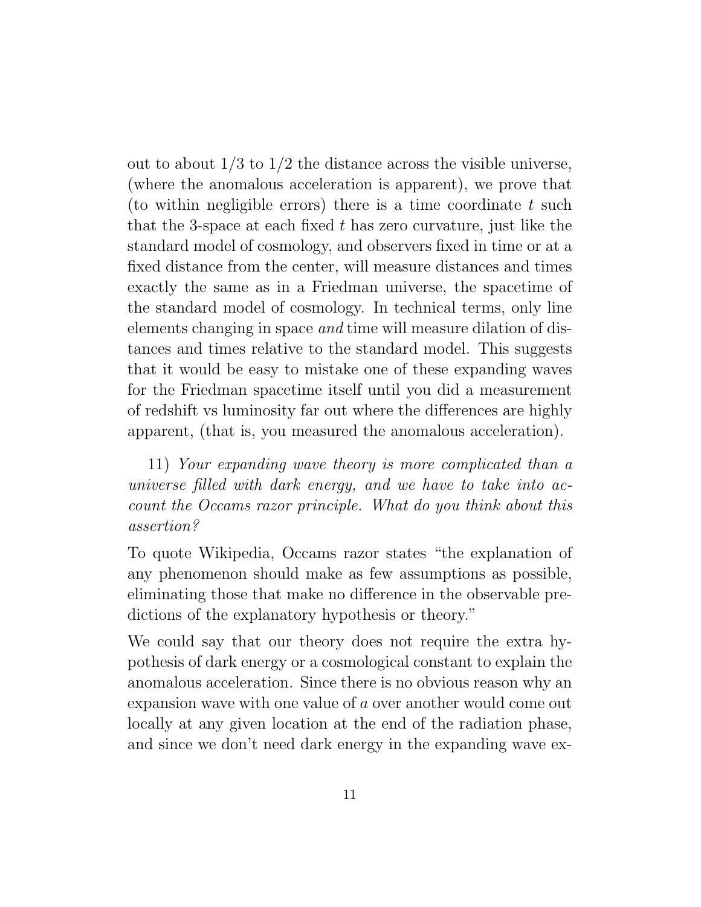out to about 1/3 to 1/2 the distance across the visible universe, (where the anomalous acceleration is apparent), we prove that (to within negligible errors) there is a time coordinate $t$ such that the 3-space at each fixed $t$ has zero curvature, just like the standard model of cosmology, and observers fixed in time or at a fixed distance from the center, will measure distances and times exactly the same as in a Friedman universe, the spacetime of the standard model of cosmology. In technical terms, only line elements changing in space *and* time will measure dilation of distances and times relative to the standard model. This suggests that it would be easy to mistake one of these expanding waves for the Friedman spacetime itself until you did a measurement of redshift vs luminosity far out where the differences are highly apparent, (that is, you measured the anomalous acceleration).

11) *Your expanding wave theory is more complicated than a universe filled with dark energy, and we have to take into account the Occams razor principle. What do you think about this assertion?*

To quote Wikipedia, Occams razor states "the explanation of any phenomenon should make as few assumptions as possible, eliminating those that make no difference in the observable predictions of the explanatory hypothesis or theory."

We could say that our theory does not require the extra hypothesis of dark energy or a cosmological constant to explain the anomalous acceleration. Since there is no obvious reason why an expansion wave with one value of $a$ over another would come out locally at any given location at the end of the radiation phase, and since we don't need dark energy in the expanding wave ex-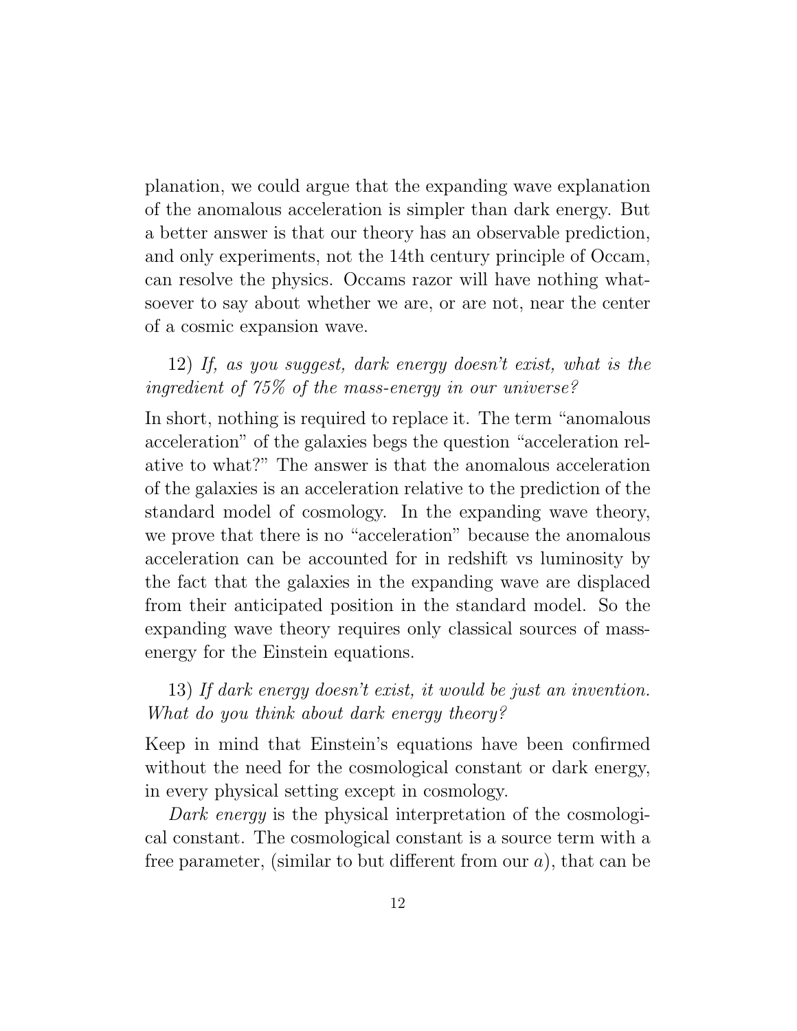planation, we could argue that the expanding wave explanation of the anomalous acceleration is simpler than dark energy. But a better answer is that our theory has an observable prediction, and only experiments, not the 14th century principle of Occam, can resolve the physics. Occams razor will have nothing whatsoever to say about whether we are, or are not, near the center of a cosmic expansion wave.

12) *If, as you suggest, dark energy doesn't exist, what is the ingredient of 75% of the mass-energy in our universe?*

In short, nothing is required to replace it. The term "anomalous acceleration" of the galaxies begs the question "acceleration relative to what?" The answer is that the anomalous acceleration of the galaxies is an acceleration relative to the prediction of the standard model of cosmology. In the expanding wave theory, we prove that there is no "acceleration" because the anomalous acceleration can be accounted for in redshift vs luminosity by the fact that the galaxies in the expanding wave are displaced from their anticipated position in the standard model. So the expanding wave theory requires only classical sources of mass-energy for the Einstein equations.

13) *If dark energy doesn't exist, it would be just an invention. What do you think about dark energy theory?*

Keep in mind that Einstein's equations have been confirmed without the need for the cosmological constant or dark energy, in every physical setting except in cosmology.

*Dark energy* is the physical interpretation of the cosmological constant. The cosmological constant is a source term with a free parameter, (similar to but different from our $a$), that can be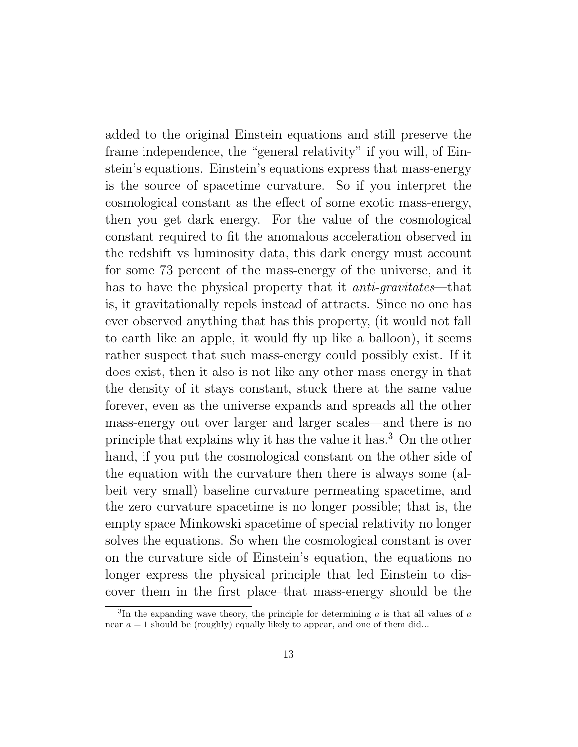added to the original Einstein equations and still preserve the frame independence, the "general relativity" if you will, of Einstein's equations. Einstein's equations express that mass-energy is the source of spacetime curvature. So if you interpret the cosmological constant as the effect of some exotic mass-energy, then you get dark energy. For the value of the cosmological constant required to fit the anomalous acceleration observed in the redshift vs luminosity data, this dark energy must account for some 73 percent of the mass-energy of the universe, and it has to have the physical property that it *anti-gravitates*—that is, it gravitationally repels instead of attracts. Since no one has ever observed anything that has this property, (it would not fall to earth like an apple, it would fly up like a balloon), it seems rather suspect that such mass-energy could possibly exist. If it does exist, then it also is not like any other mass-energy in that the density of it stays constant, stuck there at the same value forever, even as the universe expands and spreads all the other mass-energy out over larger and larger scales—and there is no principle that explains why it has the value it has.[3] On the other hand, if you put the cosmological constant on the other side of the equation with the curvature then there is always some (albeit very small) baseline curvature permeating spacetime, and the zero curvature spacetime is no longer possible; that is, the empty space Minkowski spacetime of special relativity no longer solves the equations. So when the cosmological constant is over on the curvature side of Einstein's equation, the equations no longer express the physical principle that led Einstein to discover them in the first place–that mass-energy should be the

[3] In the expanding wave theory, the principle for determining $a$ is that all values of $a$ near $a = 1$ should be (roughly) equally likely to appear, and one of them did...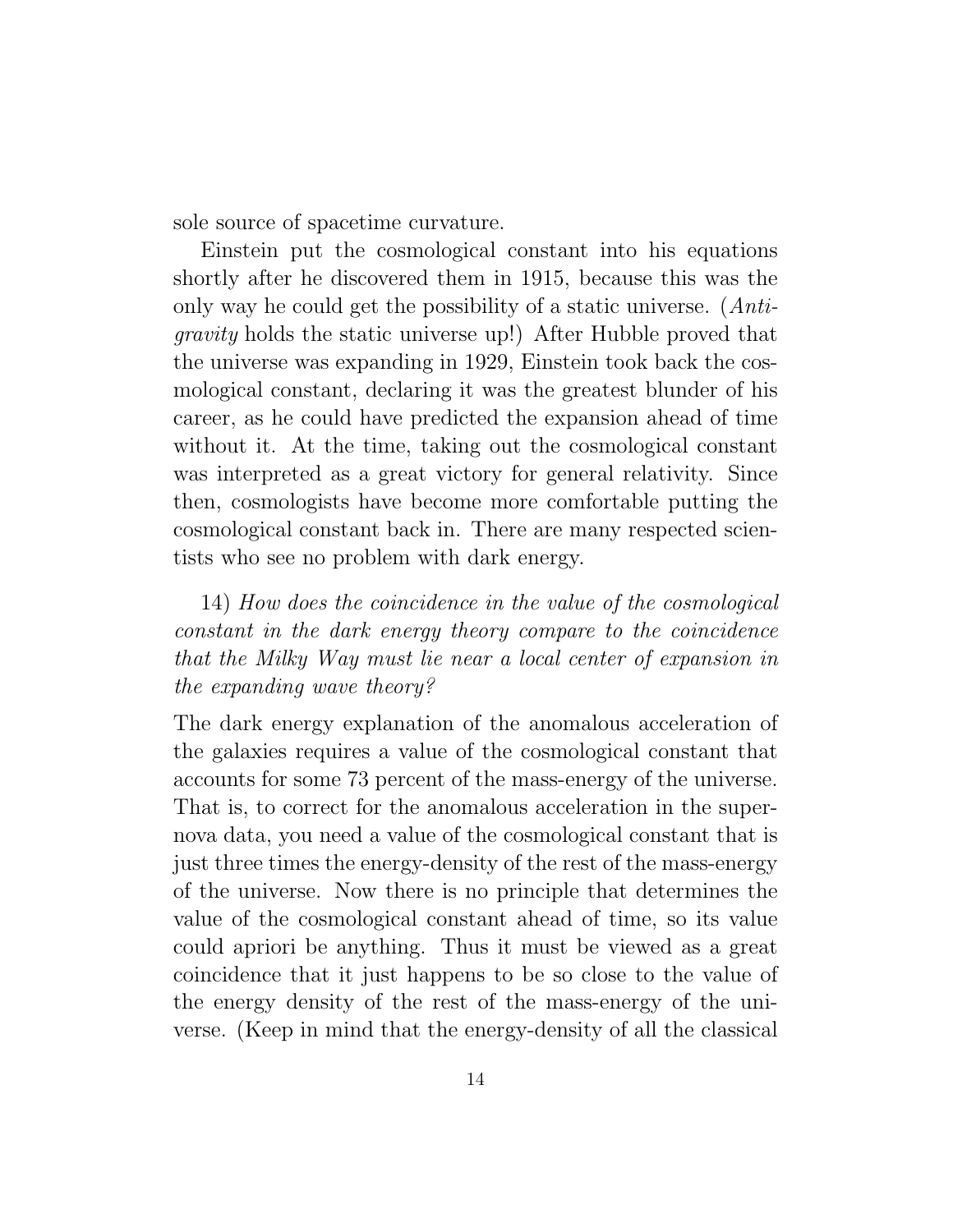sole source of spacetime curvature.

Einstein put the cosmological constant into his equations shortly after he discovered them in 1915, because this was the only way he could get the possibility of a static universe. (*Anti-gravity* holds the static universe up!) After Hubble proved that the universe was expanding in 1929, Einstein took back the cosmological constant, declaring it was the greatest blunder of his career, as he could have predicted the expansion ahead of time without it. At the time, taking out the cosmological constant was interpreted as a great victory for general relativity. Since then, cosmologists have become more comfortable putting the cosmological constant back in. There are many respected scientists who see no problem with dark energy.

14) *How does the coincidence in the value of the cosmological constant in the dark energy theory compare to the coincidence that the Milky Way must lie near a local center of expansion in the expanding wave theory?*

The dark energy explanation of the anomalous acceleration of the galaxies requires a value of the cosmological constant that accounts for some 73 percent of the mass-energy of the universe. That is, to correct for the anomalous acceleration in the supernova data, you need a value of the cosmological constant that is just three times the energy-density of the rest of the mass-energy of the universe. Now there is no principle that determines the value of the cosmological constant ahead of time, so its value could apriori be anything. Thus it must be viewed as a great coincidence that it just happens to be so close to the value of the energy density of the rest of the mass-energy of the universe. (Keep in mind that the energy-density of all the classical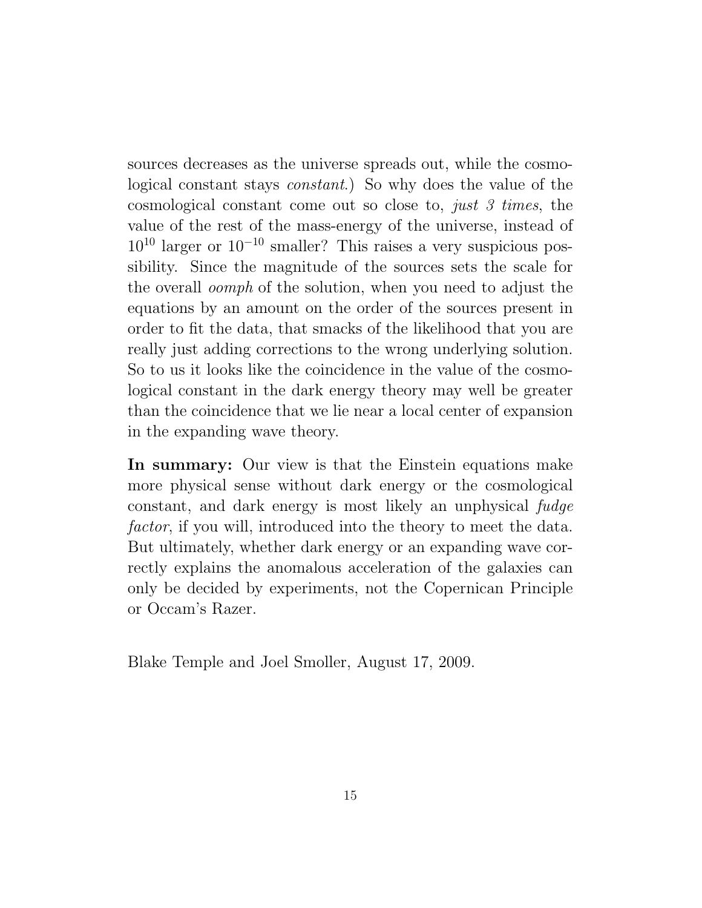sources decreases as the universe spreads out, while the cosmological constant stays *constant*.) So why does the value of the cosmological constant come out so close to, *just 3 times*, the value of the rest of the mass-energy of the universe, instead of $10^{10}$ larger or $10^{-10}$ smaller? This raises a very suspicious possibility. Since the magnitude of the sources sets the scale for the overall *oomph* of the solution, when you need to adjust the equations by an amount on the order of the sources present in order to fit the data, that smacks of the likelihood that you are really just adding corrections to the wrong underlying solution. So to us it looks like the coincidence in the value of the cosmological constant in the dark energy theory may well be greater than the coincidence that we lie near a local center of expansion in the expanding wave theory.

**In summary:** Our view is that the Einstein equations make more physical sense without dark energy or the cosmological constant, and dark energy is most likely an unphysical *fudge factor*, if you will, introduced into the theory to meet the data. But ultimately, whether dark energy or an expanding wave correctly explains the anomalous acceleration of the galaxies can only be decided by experiments, not the Copernican Principle or Occam's Razer.

Blake Temple and Joel Smoller, August 17, 2009.